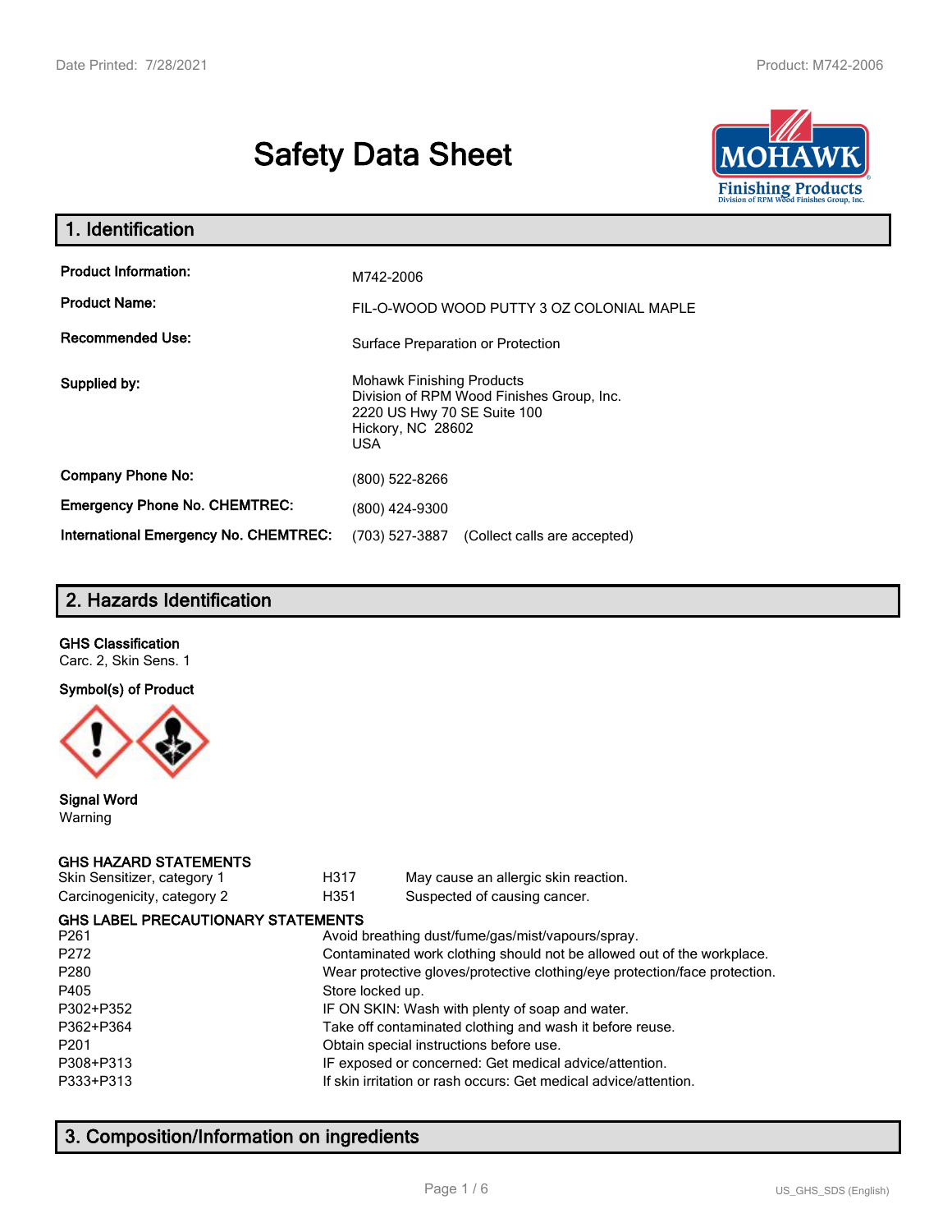# Safety Data Sheet

## 1. Identification

| | |
|---|---|
| **Product Information:** | M742-2006 |
| **Product Name:** | FIL-O-WOOD WOOD PUTTY 3 OZ COLONIAL MAPLE |
| **Recommended Use:** | Surface Preparation or Protection |
| **Supplied by:** | Mohawk Finishing Products<br>Division of RPM Wood Finishes Group, Inc.<br>2220 US Hwy 70 SE Suite 100<br>Hickory, NC 28602<br>USA |
| **Company Phone No:** | (800) 522-8266 |
| **Emergency Phone No. CHEMTREC:** | (800) 424-9300 |
| **International Emergency No. CHEMTREC:** | (703) 527-3887 (Collect calls are accepted) |

## 2. Hazards Identification

**GHS Classification**

Carc. 2, Skin Sens. 1

**Symbol(s) of Product**

**Signal Word**

Warning

**GHS HAZARD STATEMENTS**

| | | |
|---|---|---|
| Skin Sensitizer, category 1 | H317 | May cause an allergic skin reaction. |
| Carcinogenicity, category 2 | H351 | Suspected of causing cancer. |

**GHS LABEL PRECAUTIONARY STATEMENTS**

| | |
|---|---|
| P261 | Avoid breathing dust/fume/gas/mist/vapours/spray. |
| P272 | Contaminated work clothing should not be allowed out of the workplace. |
| P280 | Wear protective gloves/protective clothing/eye protection/face protection. |
| P405 | Store locked up. |
| P302+P352 | IF ON SKIN: Wash with plenty of soap and water. |
| P362+P364 | Take off contaminated clothing and wash it before reuse. |
| P201 | Obtain special instructions before use. |
| P308+P313 | IF exposed or concerned: Get medical advice/attention. |
| P333+P313 | If skin irritation or rash occurs: Get medical advice/attention. |

## 3. Composition/Information on ingredients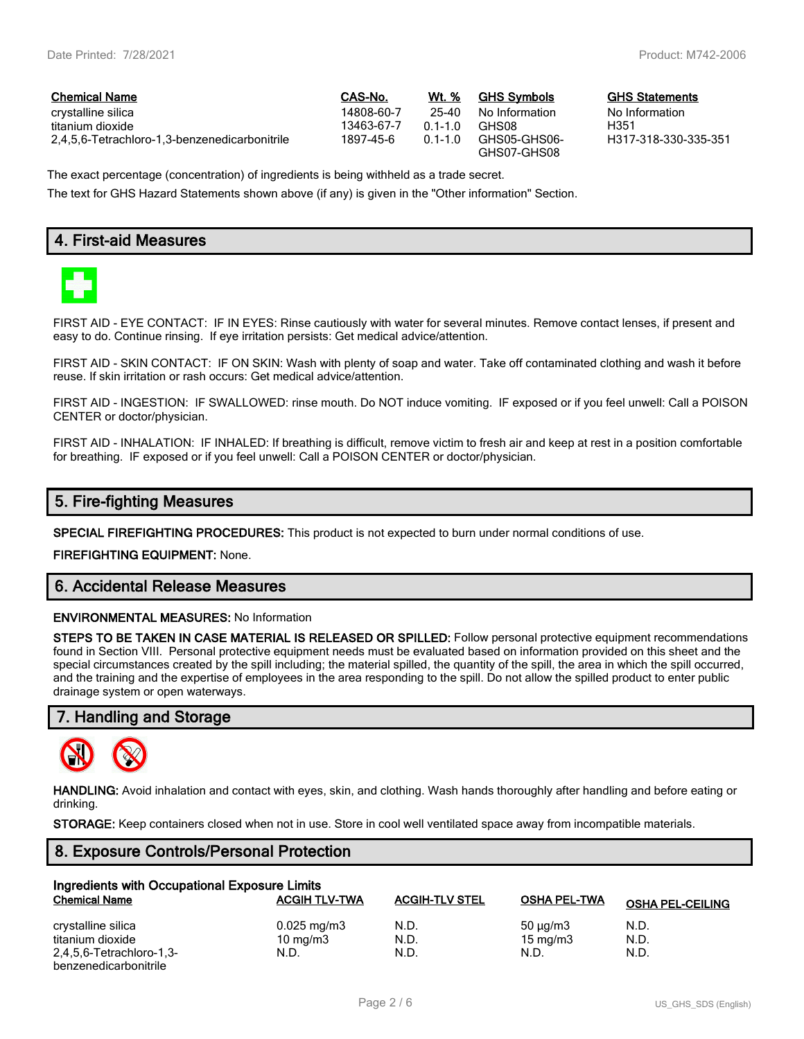| Chemical Name | CAS-No. | Wt. % | GHS Symbols | GHS Statements |
| --- | --- | --- | --- | --- |
| crystalline silica | 14808-60-7 | 25-40 | No Information | No Information |
| titanium dioxide | 13463-67-7 | 0.1-1.0 | GHS08 | H351 |
| 2,4,5,6-Tetrachloro-1,3-benzenedicarbonitrile | 1897-45-6 | 0.1-1.0 | GHS05-GHS06-GHS07-GHS08 | H317-318-330-335-351 |

The exact percentage (concentration) of ingredients is being withheld as a trade secret.

The text for GHS Hazard Statements shown above (if any) is given in the "Other information" Section.

## 4. First-aid Measures

FIRST AID - EYE CONTACT: IF IN EYES: Rinse cautiously with water for several minutes. Remove contact lenses, if present and easy to do. Continue rinsing. If eye irritation persists: Get medical advice/attention.

FIRST AID - SKIN CONTACT: IF ON SKIN: Wash with plenty of soap and water. Take off contaminated clothing and wash it before reuse. If skin irritation or rash occurs: Get medical advice/attention.

FIRST AID - INGESTION: IF SWALLOWED: rinse mouth. Do NOT induce vomiting. IF exposed or if you feel unwell: Call a POISON CENTER or doctor/physician.

FIRST AID - INHALATION: IF INHALED: If breathing is difficult, remove victim to fresh air and keep at rest in a position comfortable for breathing. IF exposed or if you feel unwell: Call a POISON CENTER or doctor/physician.

## 5. Fire-fighting Measures

**SPECIAL FIREFIGHTING PROCEDURES:** This product is not expected to burn under normal conditions of use.

**FIREFIGHTING EQUIPMENT:** None.

## 6. Accidental Release Measures

**ENVIRONMENTAL MEASURES:** No Information

**STEPS TO BE TAKEN IN CASE MATERIAL IS RELEASED OR SPILLED:** Follow personal protective equipment recommendations found in Section VIII. Personal protective equipment needs must be evaluated based on information provided on this sheet and the special circumstances created by the spill including; the material spilled, the quantity of the spill, the area in which the spill occurred, and the training and the expertise of employees in the area responding to the spill. Do not allow the spilled product to enter public drainage system or open waterways.

## 7. Handling and Storage

**HANDLING:** Avoid inhalation and contact with eyes, skin, and clothing. Wash hands thoroughly after handling and before eating or drinking.

**STORAGE:** Keep containers closed when not in use. Store in cool well ventilated space away from incompatible materials.

## 8. Exposure Controls/Personal Protection

**Ingredients with Occupational Exposure Limits**

| Chemical Name | ACGIH TLV-TWA | ACGIH-TLV STEL | OSHA PEL-TWA | OSHA PEL-CEILING |
| --- | --- | --- | --- | --- |
| crystalline silica | 0.025 mg/m3 | N.D. | 50 µg/m3 | N.D. |
| titanium dioxide | 10 mg/m3 | N.D. | 15 mg/m3 | N.D. |
| 2,4,5,6-Tetrachloro-1,3-benzenedicarbonitrile | N.D. | N.D. | N.D. | N.D. |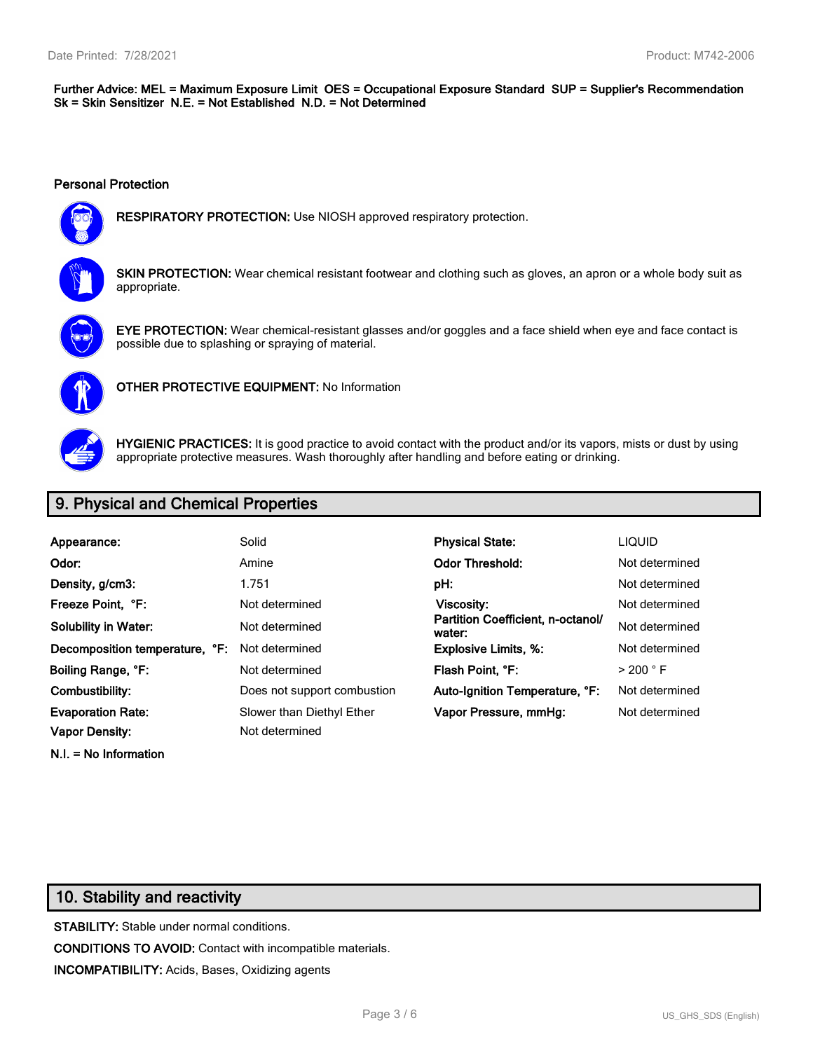**Further Advice: MEL = Maximum Exposure Limit OES = Occupational Exposure Standard SUP = Supplier's Recommendation Sk = Skin Sensitizer N.E. = Not Established N.D. = Not Determined**

### Personal Protection

**RESPIRATORY PROTECTION:** Use NIOSH approved respiratory protection.

**SKIN PROTECTION:** Wear chemical resistant footwear and clothing such as gloves, an apron or a whole body suit as appropriate.

**EYE PROTECTION:** Wear chemical-resistant glasses and/or goggles and a face shield when eye and face contact is possible due to splashing or spraying of material.

**OTHER PROTECTIVE EQUIPMENT:** No Information

**HYGIENIC PRACTICES:** It is good practice to avoid contact with the product and/or its vapors, mists or dust by using appropriate protective measures. Wash thoroughly after handling and before eating or drinking.

## 9. Physical and Chemical Properties

| | | | |
|---|---|---|---|
| **Appearance:** | Solid | **Physical State:** | LIQUID |
| **Odor:** | Amine | **Odor Threshold:** | Not determined |
| **Density, g/cm3:** | 1.751 | **pH:** | Not determined |
| **Freeze Point, °F:** | Not determined | **Viscosity:** | Not determined |
| **Solubility in Water:** | Not determined | **Partition Coefficient, n-octanol/ water:** | Not determined |
| **Decomposition temperature, °F:** | Not determined | **Explosive Limits, %:** | Not determined |
| **Boiling Range, °F:** | Not determined | **Flash Point, °F:** | > 200 ° F |
| **Combustibility:** | Does not support combustion | **Auto-Ignition Temperature, °F:** | Not determined |
| **Evaporation Rate:** | Slower than Diethyl Ether | **Vapor Pressure, mmHg:** | Not determined |
| **Vapor Density:** | Not determined | | |

**N.I. = No Information**

## 10. Stability and reactivity

**STABILITY:** Stable under normal conditions.

**CONDITIONS TO AVOID:** Contact with incompatible materials.

**INCOMPATIBILITY:** Acids, Bases, Oxidizing agents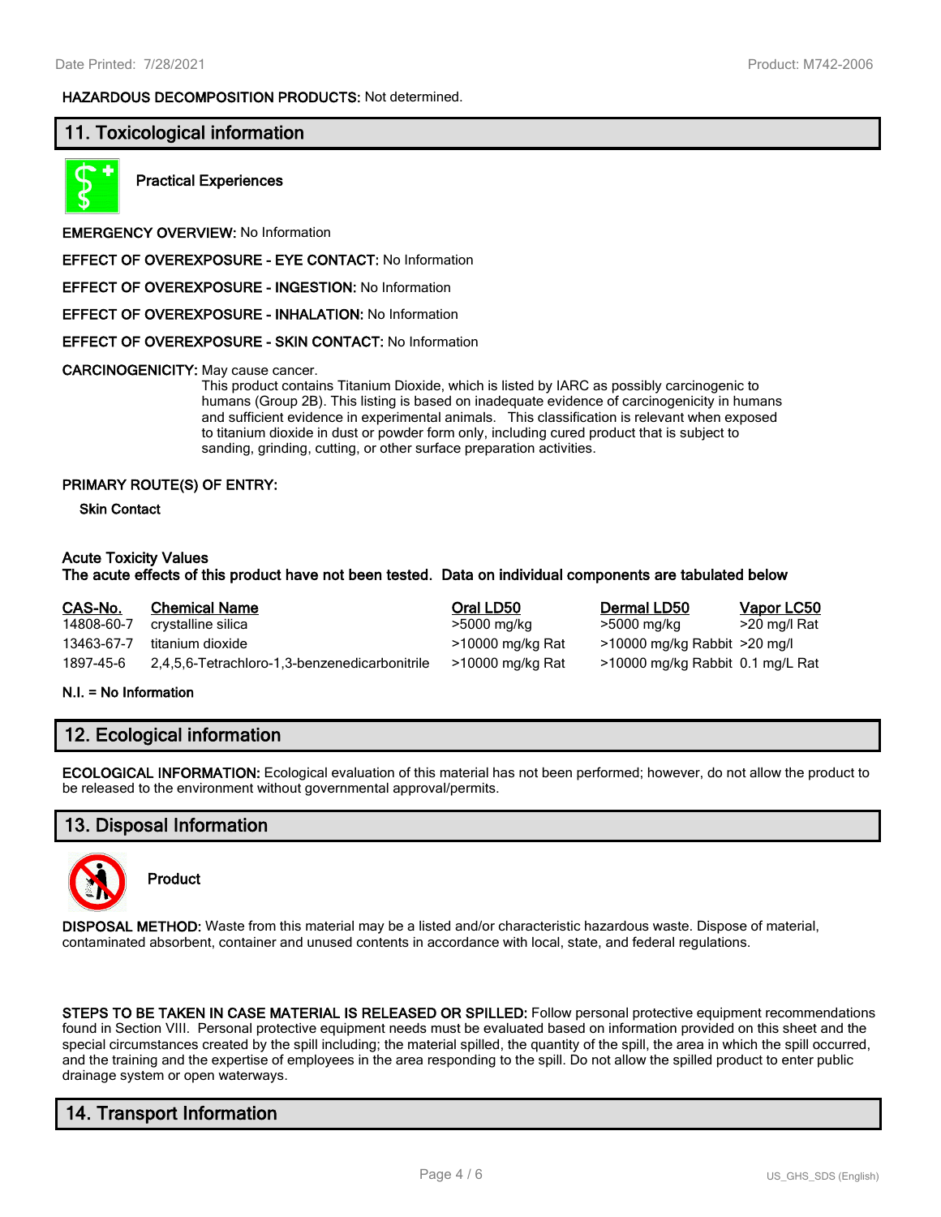**HAZARDOUS DECOMPOSITION PRODUCTS:** Not determined.

## 11. Toxicological information

**Practical Experiences**

**EMERGENCY OVERVIEW:** No Information

**EFFECT OF OVEREXPOSURE - EYE CONTACT:** No Information

**EFFECT OF OVEREXPOSURE - INGESTION:** No Information

**EFFECT OF OVEREXPOSURE - INHALATION:** No Information

**EFFECT OF OVEREXPOSURE - SKIN CONTACT:** No Information

**CARCINOGENICITY:** May cause cancer.

This product contains Titanium Dioxide, which is listed by IARC as possibly carcinogenic to humans (Group 2B). This listing is based on inadequate evidence of carcinogenicity in humans and sufficient evidence in experimental animals. This classification is relevant when exposed to titanium dioxide in dust or powder form only, including cured product that is subject to sanding, grinding, cutting, or other surface preparation activities.

**PRIMARY ROUTE(S) OF ENTRY:**

**Skin Contact**

**Acute Toxicity Values**

**The acute effects of this product have not been tested. Data on individual components are tabulated below**

| CAS-No. | Chemical Name | Oral LD50 | Dermal LD50 | Vapor LC50 |
|---|---|---|---|---|
| 14808-60-7 | crystalline silica | >5000 mg/kg | >5000 mg/kg | >20 mg/l Rat |
| 13463-67-7 | titanium dioxide | >10000 mg/kg Rat | >10000 mg/kg Rabbit | >20 mg/l |
| 1897-45-6 | 2,4,5,6-Tetrachloro-1,3-benzenedicarbonitrile | >10000 mg/kg Rat | >10000 mg/kg Rabbit | 0.1 mg/L Rat |

**N.I. = No Information**

## 12. Ecological information

**ECOLOGICAL INFORMATION:** Ecological evaluation of this material has not been performed; however, do not allow the product to be released to the environment without governmental approval/permits.

## 13. Disposal Information

**Product**

**DISPOSAL METHOD:** Waste from this material may be a listed and/or characteristic hazardous waste. Dispose of material, contaminated absorbent, container and unused contents in accordance with local, state, and federal regulations.

**STEPS TO BE TAKEN IN CASE MATERIAL IS RELEASED OR SPILLED:** Follow personal protective equipment recommendations found in Section VIII. Personal protective equipment needs must be evaluated based on information provided on this sheet and the special circumstances created by the spill including; the material spilled, the quantity of the spill, the area in which the spill occurred, and the training and the expertise of employees in the area responding to the spill. Do not allow the spilled product to enter public drainage system or open waterways.

## 14. Transport Information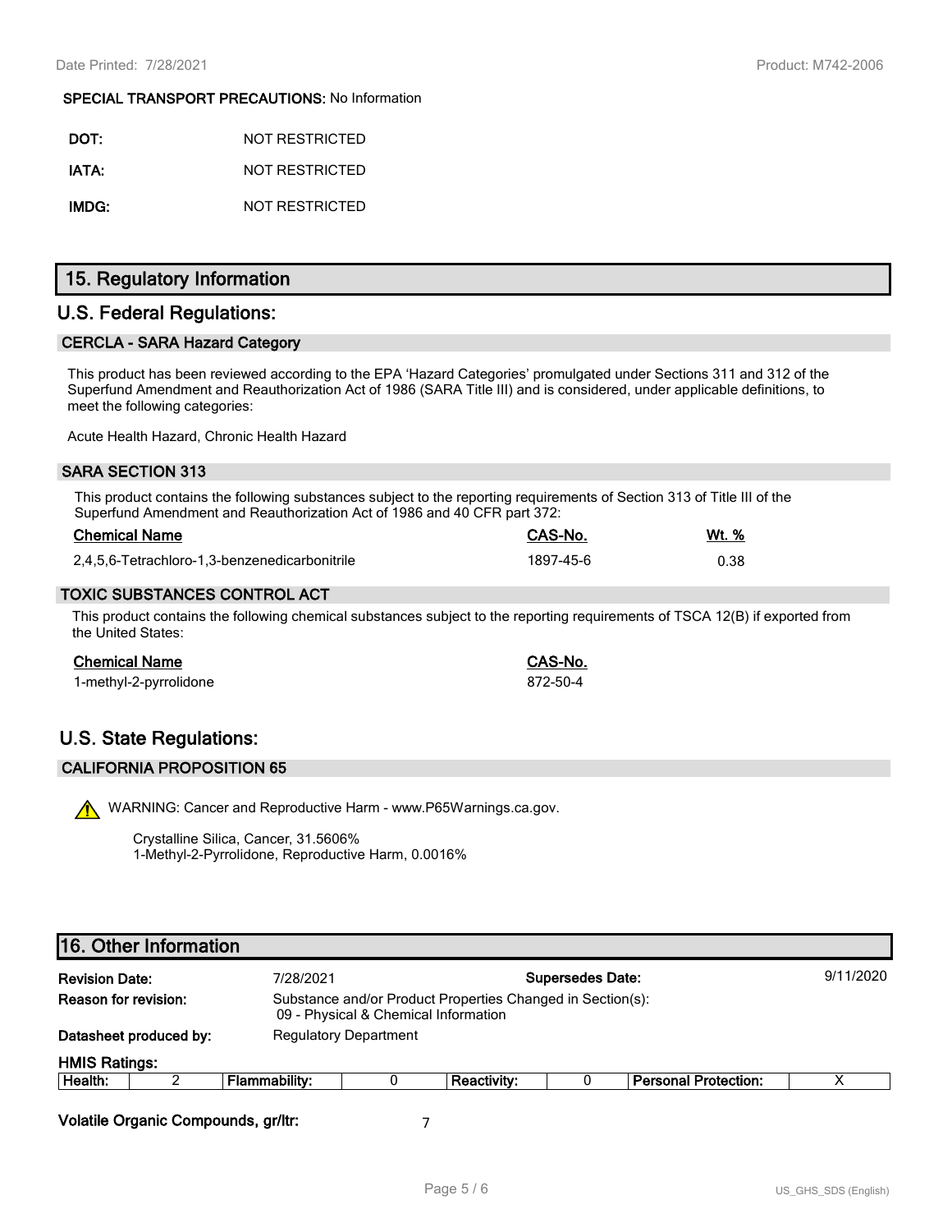**SPECIAL TRANSPORT PRECAUTIONS:** No Information

**DOT:** NOT RESTRICTED

**IATA:** NOT RESTRICTED

**IMDG:** NOT RESTRICTED

## 15. Regulatory Information

## U.S. Federal Regulations:

### CERCLA - SARA Hazard Category

This product has been reviewed according to the EPA 'Hazard Categories' promulgated under Sections 311 and 312 of the Superfund Amendment and Reauthorization Act of 1986 (SARA Title III) and is considered, under applicable definitions, to meet the following categories:

Acute Health Hazard, Chronic Health Hazard

### SARA SECTION 313

This product contains the following substances subject to the reporting requirements of Section 313 of Title III of the Superfund Amendment and Reauthorization Act of 1986 and 40 CFR part 372:

| Chemical Name | CAS-No. | Wt. % |
|---|---|---|
| 2,4,5,6-Tetrachloro-1,3-benzenedicarbonitrile | 1897-45-6 | 0.38 |

### TOXIC SUBSTANCES CONTROL ACT

This product contains the following chemical substances subject to the reporting requirements of TSCA 12(B) if exported from the United States:

| Chemical Name | CAS-No. |
|---|---|
| 1-methyl-2-pyrrolidone | 872-50-4 |

## U.S. State Regulations:

### CALIFORNIA PROPOSITION 65

WARNING: Cancer and Reproductive Harm - www.P65Warnings.ca.gov.

Crystalline Silica, Cancer, 31.5606%
1-Methyl-2-Pyrrolidone, Reproductive Harm, 0.0016%

## 16. Other Information

**Revision Date:** 7/28/2021 **Supersedes Date:** 9/11/2020

**Reason for revision:** Substance and/or Product Properties Changed in Section(s):
09 - Physical & Chemical Information

**Datasheet produced by:** Regulatory Department

**HMIS Ratings:**

| Health: | 2 | Flammability: | 0 | Reactivity: | 0 | Personal Protection: | X |
|---|---|---|---|---|---|---|---|

**Volatile Organic Compounds, gr/ltr:** 7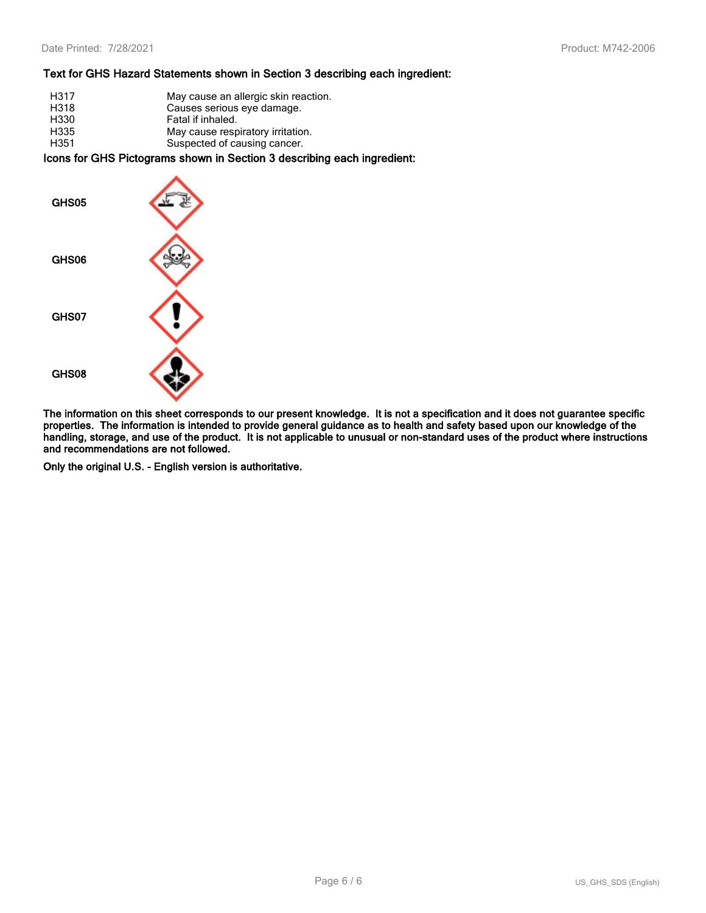### Text for GHS Hazard Statements shown in Section 3 describing each ingredient:

| | |
|---|---|
| H317 | May cause an allergic skin reaction. |
| H318 | Causes serious eye damage. |
| H330 | Fatal if inhaled. |
| H335 | May cause respiratory irritation. |
| H351 | Suspected of causing cancer. |

### Icons for GHS Pictograms shown in Section 3 describing each ingredient:

**GHS05**

**GHS06**

**GHS07**

**GHS08**

**The information on this sheet corresponds to our present knowledge. It is not a specification and it does not guarantee specific properties. The information is intended to provide general guidance as to health and safety based upon our knowledge of the handling, storage, and use of the product. It is not applicable to unusual or non-standard uses of the product where instructions and recommendations are not followed.**

**Only the original U.S. - English version is authoritative.**